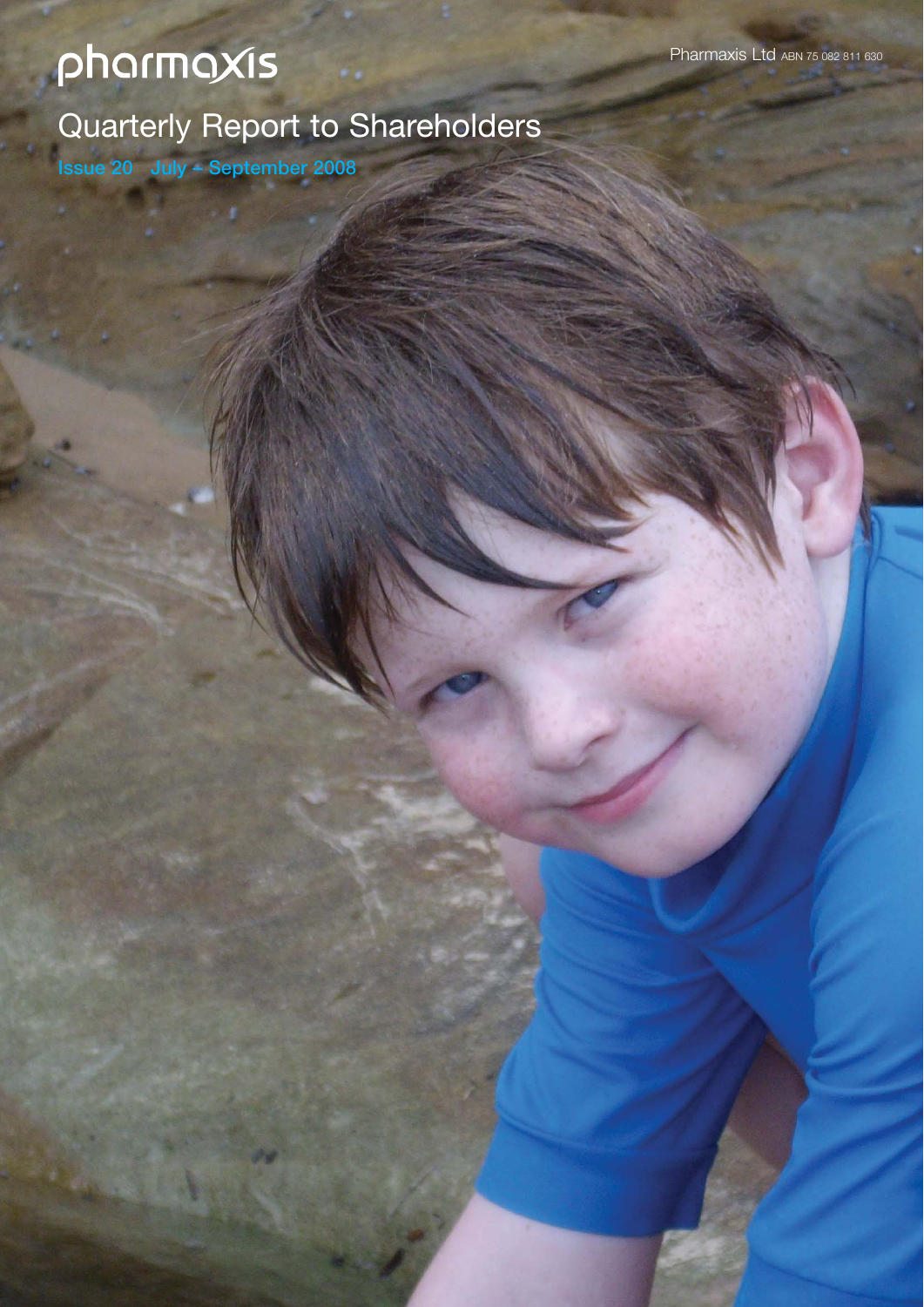# pharmaxis

Pharmaxis Ltd ABN 75 082 811 630

## Quarterly Report to Shareholders

Issue 20 July – September 2008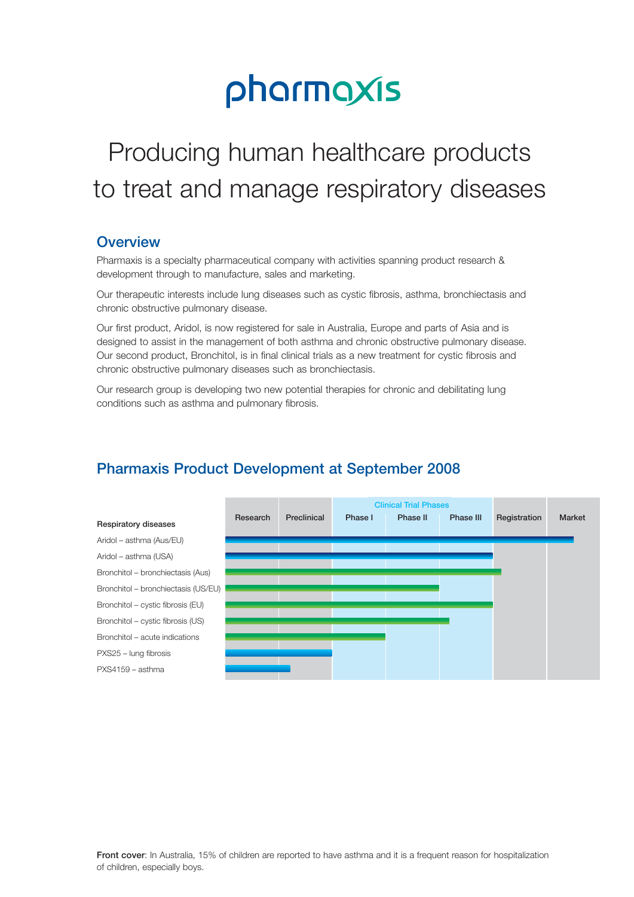# pharmaxis

## Producing human healthcare products to treat and manage respiratory diseases

### Overview

Pharmaxis is a specialty pharmaceutical company with activities spanning product research & development through to manufacture, sales and marketing.

Our therapeutic interests include lung diseases such as cystic fibrosis, asthma, bronchiectasis and chronic obstructive pulmonary disease.

Our first product, Aridol, is now registered for sale in Australia, Europe and parts of Asia and is designed to assist in the management of both asthma and chronic obstructive pulmonary disease. Our second product, Bronchitol, is in final clinical trials as a new treatment for cystic fibrosis and chronic obstructive pulmonary diseases such as bronchiectasis.

Our research group is developing two new potential therapies for chronic and debilitating lung conditions such as asthma and pulmonary fibrosis.

### Pharmaxis Product Development at September 2008

| Respiratory diseases | Research | Preclinical | Clinical Trial Phases: Phase I | Phase II | Phase III | Registration | Market |
|---|---|---|---|---|---|---|---|
| Aridol – asthma (Aus/EU) | ■ | ■ | ■ | ■ | ■ | ■ | ■ |
| Aridol – asthma (USA) | ■ | ■ | ■ | ■ | ■ | | |
| Bronchitol – bronchiectasis (Aus) | ■ | ■ | ■ | ■ | ■ | ■ | |
| Bronchitol – bronchiectasis (US/EU) | ■ | ■ | ■ | ■ | | | |
| Bronchitol – cystic fibrosis (EU) | ■ | ■ | ■ | ■ | ■ | | |
| Bronchitol – cystic fibrosis (US) | ■ | ■ | ■ | ■ | ■ | | |
| Bronchitol – acute indications | ■ | ■ | ■ | | | | |
| PXS25 – lung fibrosis | ■ | ■ | | | | | |
| PXS4159 – asthma | ■ | ■ | | | | | |

**Front cover**: In Australia, 15% of children are reported to have asthma and it is a frequent reason for hospitalization of children, especially boys.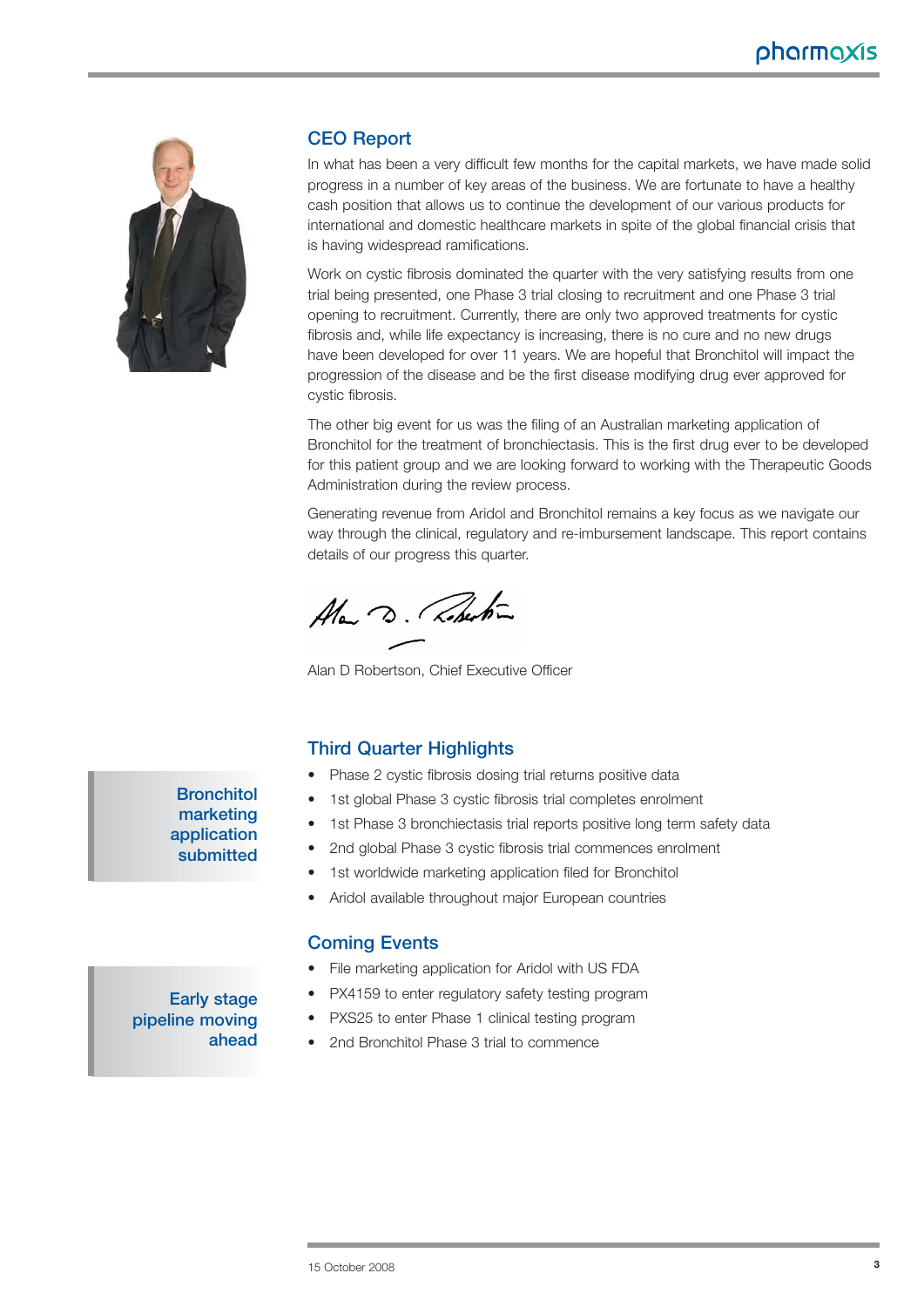## CEO Report

In what has been a very difficult few months for the capital markets, we have made solid progress in a number of key areas of the business. We are fortunate to have a healthy cash position that allows us to continue the development of our various products for international and domestic healthcare markets in spite of the global financial crisis that is having widespread ramifications.

Work on cystic fibrosis dominated the quarter with the very satisfying results from one trial being presented, one Phase 3 trial closing to recruitment and one Phase 3 trial opening to recruitment. Currently, there are only two approved treatments for cystic fibrosis and, while life expectancy is increasing, there is no cure and no new drugs have been developed for over 11 years. We are hopeful that Bronchitol will impact the progression of the disease and be the first disease modifying drug ever approved for cystic fibrosis.

The other big event for us was the filing of an Australian marketing application of Bronchitol for the treatment of bronchiectasis. This is the first drug ever to be developed for this patient group and we are looking forward to working with the Therapeutic Goods Administration during the review process.

Generating revenue from Aridol and Bronchitol remains a key focus as we navigate our way through the clinical, regulatory and re-imbursement landscape. This report contains details of our progress this quarter.

Alan D Robertson, Chief Executive Officer

## Third Quarter Highlights

**Bronchitol marketing application submitted**

- Phase 2 cystic fibrosis dosing trial returns positive data
- 1st global Phase 3 cystic fibrosis trial completes enrolment
- 1st Phase 3 bronchiectasis trial reports positive long term safety data
- 2nd global Phase 3 cystic fibrosis trial commences enrolment
- 1st worldwide marketing application filed for Bronchitol
- Aridol available throughout major European countries

## Coming Events

**Early stage pipeline moving ahead**

- File marketing application for Aridol with US FDA
- PX4159 to enter regulatory safety testing program
- PXS25 to enter Phase 1 clinical testing program
- 2nd Bronchitol Phase 3 trial to commence

15 October 2008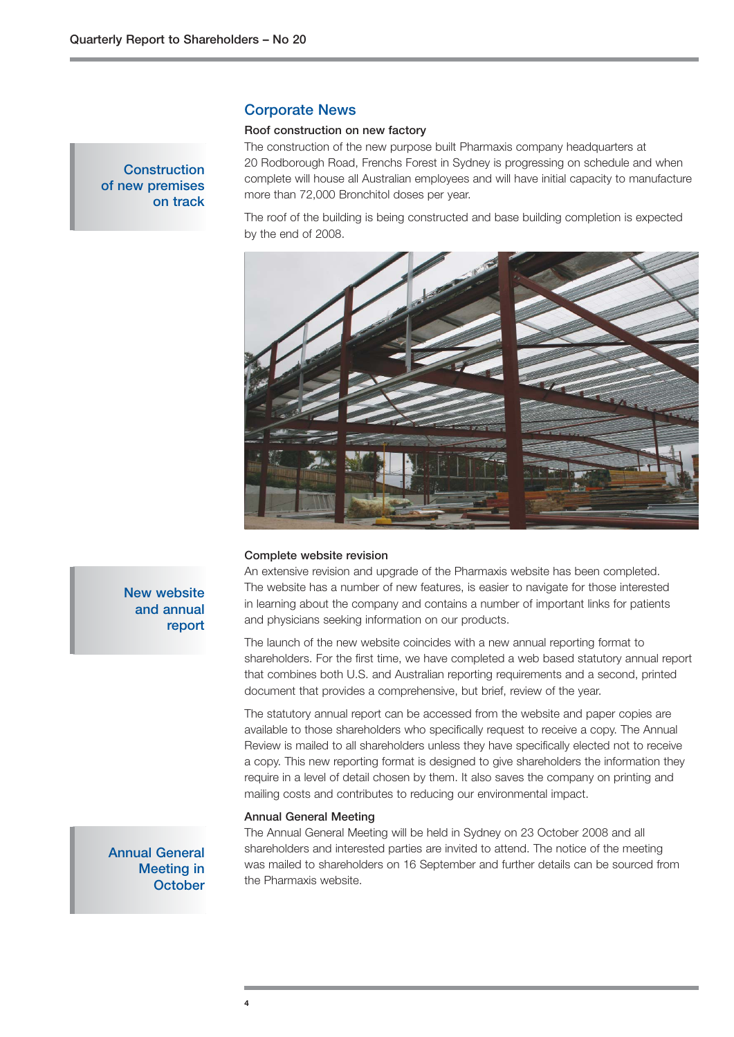## Corporate News

### Roof construction on new factory

**Construction of new premises on track**

The construction of the new purpose built Pharmaxis company headquarters at 20 Rodborough Road, Frenchs Forest in Sydney is progressing on schedule and when complete will house all Australian employees and will have initial capacity to manufacture more than 72,000 Bronchitol doses per year.

The roof of the building is being constructed and base building completion is expected by the end of 2008.

### Complete website revision

**New website and annual report**

An extensive revision and upgrade of the Pharmaxis website has been completed. The website has a number of new features, is easier to navigate for those interested in learning about the company and contains a number of important links for patients and physicians seeking information on our products.

The launch of the new website coincides with a new annual reporting format to shareholders. For the first time, we have completed a web based statutory annual report that combines both U.S. and Australian reporting requirements and a second, printed document that provides a comprehensive, but brief, review of the year.

The statutory annual report can be accessed from the website and paper copies are available to those shareholders who specifically request to receive a copy. The Annual Review is mailed to all shareholders unless they have specifically elected not to receive a copy. This new reporting format is designed to give shareholders the information they require in a level of detail chosen by them. It also saves the company on printing and mailing costs and contributes to reducing our environmental impact.

### Annual General Meeting

**Annual General Meeting in October**

The Annual General Meeting will be held in Sydney on 23 October 2008 and all shareholders and interested parties are invited to attend. The notice of the meeting was mailed to shareholders on 16 September and further details can be sourced from the Pharmaxis website.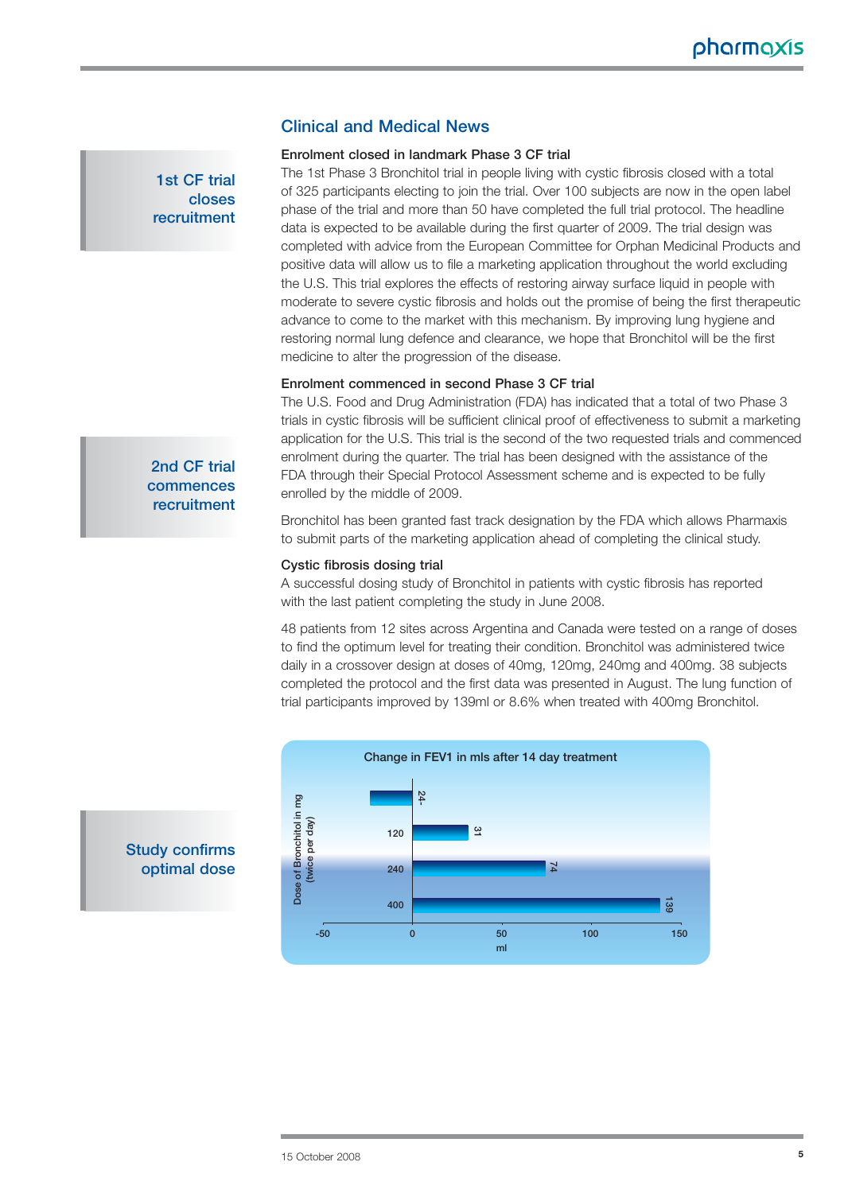## Clinical and Medical News

**1st CF trial closes recruitment**

### Enrolment closed in landmark Phase 3 CF trial

The 1st Phase 3 Bronchitol trial in people living with cystic fibrosis closed with a total of 325 participants electing to join the trial. Over 100 subjects are now in the open label phase of the trial and more than 50 have completed the full trial protocol. The headline data is expected to be available during the first quarter of 2009. The trial design was completed with advice from the European Committee for Orphan Medicinal Products and positive data will allow us to file a marketing application throughout the world excluding the U.S. This trial explores the effects of restoring airway surface liquid in people with moderate to severe cystic fibrosis and holds out the promise of being the first therapeutic advance to come to the market with this mechanism. By improving lung hygiene and restoring normal lung defence and clearance, we hope that Bronchitol will be the first medicine to alter the progression of the disease.

**2nd CF trial commences recruitment**

### Enrolment commenced in second Phase 3 CF trial

The U.S. Food and Drug Administration (FDA) has indicated that a total of two Phase 3 trials in cystic fibrosis will be sufficient clinical proof of effectiveness to submit a marketing application for the U.S. This trial is the second of the two requested trials and commenced enrolment during the quarter. The trial has been designed with the assistance of the FDA through their Special Protocol Assessment scheme and is expected to be fully enrolled by the middle of 2009.

Bronchitol has been granted fast track designation by the FDA which allows Pharmaxis to submit parts of the marketing application ahead of completing the clinical study.

**Study confirms optimal dose**

### Cystic fibrosis dosing trial

A successful dosing study of Bronchitol in patients with cystic fibrosis has reported with the last patient completing the study in June 2008.

48 patients from 12 sites across Argentina and Canada were tested on a range of doses to find the optimum level for treating their condition. Bronchitol was administered twice daily in a crossover design at doses of 40mg, 120mg, 240mg and 400mg. 38 subjects completed the protocol and the first data was presented in August. The lung function of trial participants improved by 139ml or 8.6% when treated with 400mg Bronchitol.

**Change in FEV1 in mls after 14 day treatment**

| Dose of Bronchitol in mg (twice per day) | Change in FEV1 (ml) |
|---|---|
| 40 | -24 |
| 120 | 31 |
| 240 | 74 |
| 400 | 139 |

15 October 2008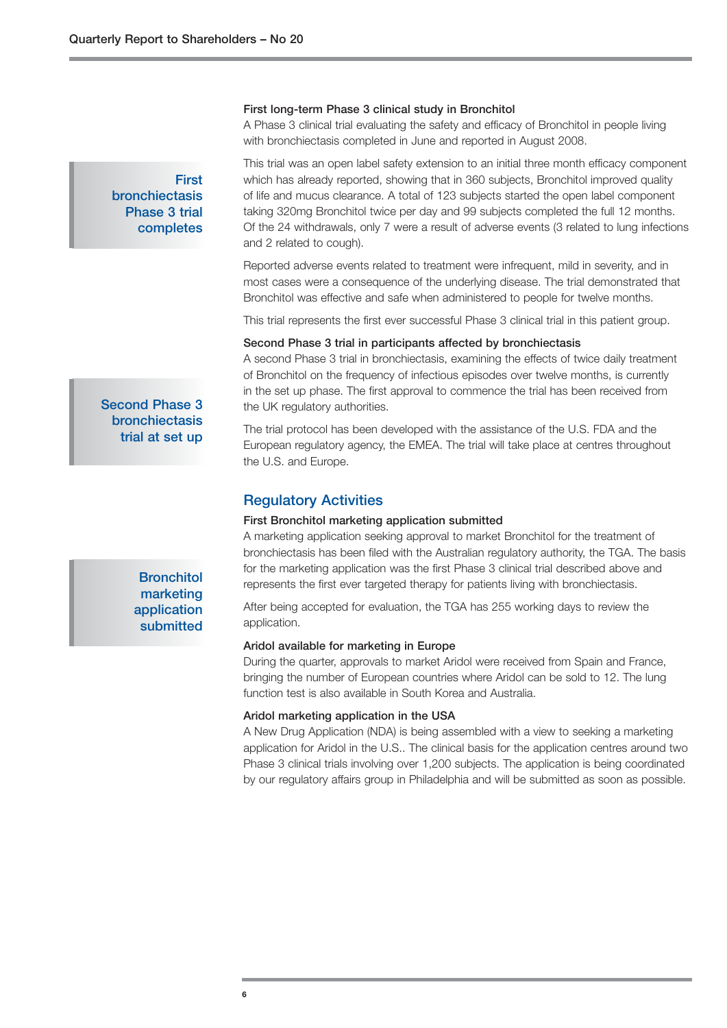### First long-term Phase 3 clinical study in Bronchitol

A Phase 3 clinical trial evaluating the safety and efficacy of Bronchitol in people living with bronchiectasis completed in June and reported in August 2008.

**First bronchiectasis Phase 3 trial completes**

This trial was an open label safety extension to an initial three month efficacy component which has already reported, showing that in 360 subjects, Bronchitol improved quality of life and mucus clearance. A total of 123 subjects started the open label component taking 320mg Bronchitol twice per day and 99 subjects completed the full 12 months. Of the 24 withdrawals, only 7 were a result of adverse events (3 related to lung infections and 2 related to cough).

Reported adverse events related to treatment were infrequent, mild in severity, and in most cases were a consequence of the underlying disease. The trial demonstrated that Bronchitol was effective and safe when administered to people for twelve months.

This trial represents the first ever successful Phase 3 clinical trial in this patient group.

### Second Phase 3 trial in participants affected by bronchiectasis

**Second Phase 3 bronchiectasis trial at set up**

A second Phase 3 trial in bronchiectasis, examining the effects of twice daily treatment of Bronchitol on the frequency of infectious episodes over twelve months, is currently in the set up phase. The first approval to commence the trial has been received from the UK regulatory authorities.

The trial protocol has been developed with the assistance of the U.S. FDA and the European regulatory agency, the EMEA. The trial will take place at centres throughout the U.S. and Europe.

## Regulatory Activities

### First Bronchitol marketing application submitted

**Bronchitol marketing application submitted**

A marketing application seeking approval to market Bronchitol for the treatment of bronchiectasis has been filed with the Australian regulatory authority, the TGA. The basis for the marketing application was the first Phase 3 clinical trial described above and represents the first ever targeted therapy for patients living with bronchiectasis.

After being accepted for evaluation, the TGA has 255 working days to review the application.

### Aridol available for marketing in Europe

During the quarter, approvals to market Aridol were received from Spain and France, bringing the number of European countries where Aridol can be sold to 12. The lung function test is also available in South Korea and Australia.

### Aridol marketing application in the USA

A New Drug Application (NDA) is being assembled with a view to seeking a marketing application for Aridol in the U.S.. The clinical basis for the application centres around two Phase 3 clinical trials involving over 1,200 subjects. The application is being coordinated by our regulatory affairs group in Philadelphia and will be submitted as soon as possible.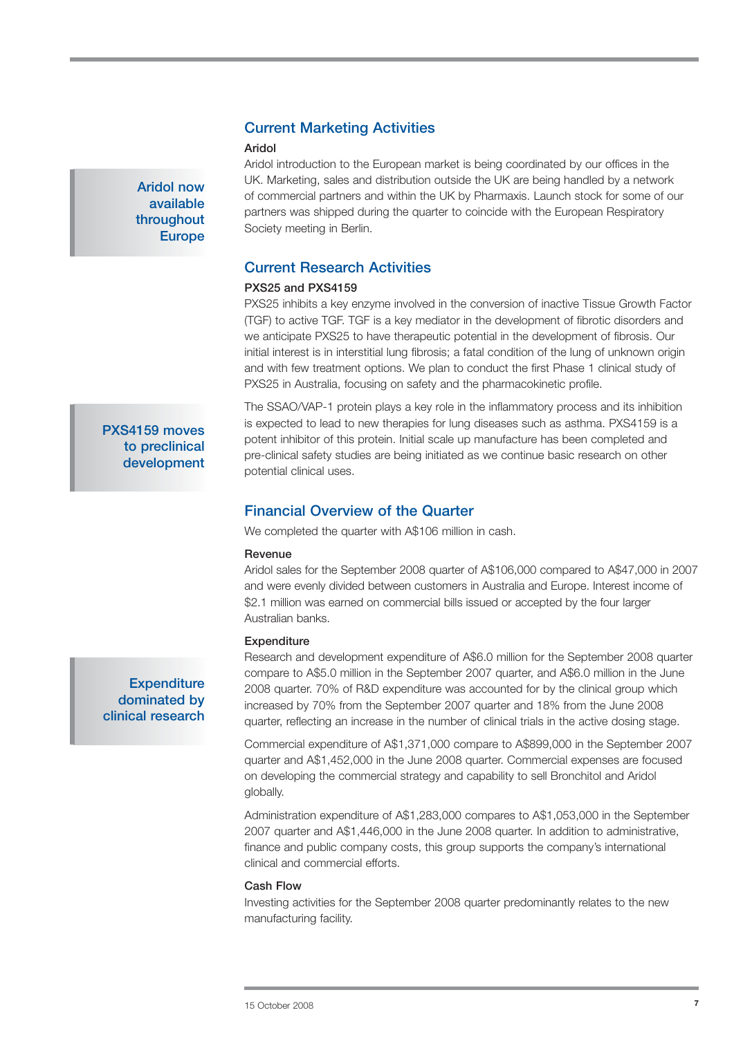## Current Marketing Activities

**Aridol now available throughout Europe**

### Aridol

Aridol introduction to the European market is being coordinated by our offices in the UK. Marketing, sales and distribution outside the UK are being handled by a network of commercial partners and within the UK by Pharmaxis. Launch stock for some of our partners was shipped during the quarter to coincide with the European Respiratory Society meeting in Berlin.

## Current Research Activities

### PXS25 and PXS4159

PXS25 inhibits a key enzyme involved in the conversion of inactive Tissue Growth Factor (TGF) to active TGF. TGF is a key mediator in the development of fibrotic disorders and we anticipate PXS25 to have therapeutic potential in the development of fibrosis. Our initial interest is in interstitial lung fibrosis; a fatal condition of the lung of unknown origin and with few treatment options. We plan to conduct the first Phase 1 clinical study of PXS25 in Australia, focusing on safety and the pharmacokinetic profile.

**PXS4159 moves to preclinical development**

The SSAO/VAP-1 protein plays a key role in the inflammatory process and its inhibition is expected to lead to new therapies for lung diseases such as asthma. PXS4159 is a potent inhibitor of this protein. Initial scale up manufacture has been completed and pre-clinical safety studies are being initiated as we continue basic research on other potential clinical uses.

## Financial Overview of the Quarter

We completed the quarter with A$106 million in cash.

### Revenue

Aridol sales for the September 2008 quarter of A$106,000 compared to A$47,000 in 2007 and were evenly divided between customers in Australia and Europe. Interest income of $2.1 million was earned on commercial bills issued or accepted by the four larger Australian banks.

**Expenditure dominated by clinical research**

### Expenditure

Research and development expenditure of A$6.0 million for the September 2008 quarter compare to A$5.0 million in the September 2007 quarter, and A$6.0 million in the June 2008 quarter. 70% of R&D expenditure was accounted for by the clinical group which increased by 70% from the September 2007 quarter and 18% from the June 2008 quarter, reflecting an increase in the number of clinical trials in the active dosing stage.

Commercial expenditure of A$1,371,000 compare to A$899,000 in the September 2007 quarter and A$1,452,000 in the June 2008 quarter. Commercial expenses are focused on developing the commercial strategy and capability to sell Bronchitol and Aridol globally.

Administration expenditure of A$1,283,000 compares to A$1,053,000 in the September 2007 quarter and A$1,446,000 in the June 2008 quarter. In addition to administrative, finance and public company costs, this group supports the company's international clinical and commercial efforts.

### Cash Flow

Investing activities for the September 2008 quarter predominantly relates to the new manufacturing facility.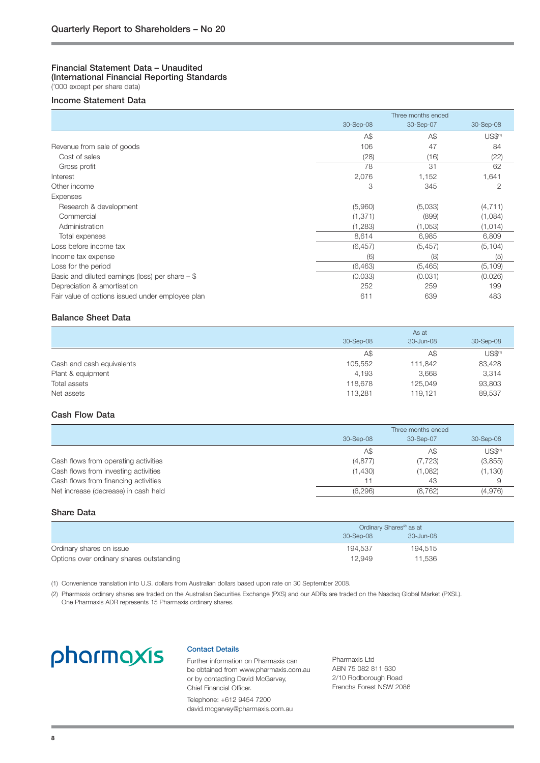# Quarterly Report to Shareholders – No 20

## Financial Statement Data – Unaudited (International Financial Reporting Standards)

('000 except per share data)

### Income Statement Data

| | Three months ended | | |
|---|---|---|---|
| | 30-Sep-08 | 30-Sep-07 | 30-Sep-08 |
| | A$ | A$ | US$[1] |
| Revenue from sale of goods | 106 | 47 | 84 |
| Cost of sales | (28) | (16) | (22) |
| Gross profit | 78 | 31 | 62 |
| Interest | 2,076 | 1,152 | 1,641 |
| Other income | 3 | 345 | 2 |
| Expenses | | | |
| Research & development | (5,960) | (5,033) | (4,711) |
| Commercial | (1,371) | (899) | (1,084) |
| Administration | (1,283) | (1,053) | (1,014) |
| Total expenses | 8,614 | 6,985 | 6,809 |
| Loss before income tax | (6,457) | (5,457) | (5,104) |
| Income tax expense | (6) | (8) | (5) |
| Loss for the period | (6,463) | (5,465) | (5,109) |
| Basic and diluted earnings (loss) per share – $ | (0.033) | (0.031) | (0.026) |
| Depreciation & amortisation | 252 | 259 | 199 |
| Fair value of options issued under employee plan | 611 | 639 | 483 |

### Balance Sheet Data

| | As at | | |
|---|---|---|---|
| | 30-Sep-08 | 30-Jun-08 | 30-Sep-08 |
| | A$ | A$ | US$[1] |
| Cash and cash equivalents | 105,552 | 111,842 | 83,428 |
| Plant & equipment | 4,193 | 3,668 | 3,314 |
| Total assets | 118,678 | 125,049 | 93,803 |
| Net assets | 113,281 | 119,121 | 89,537 |

### Cash Flow Data

| | Three months ended | | |
|---|---|---|---|
| | 30-Sep-08 | 30-Sep-07 | 30-Sep-08 |
| | A$ | A$ | US$[1] |
| Cash flows from operating activities | (4,877) | (7,723) | (3,855) |
| Cash flows from investing activities | (1,430) | (1,082) | (1,130) |
| Cash flows from financing activities | 11 | 43 | 9 |
| Net increase (decrease) in cash held | (6,296) | (8,762) | (4,976) |

### Share Data

| | Ordinary Shares[2] as at | |
|---|---|---|
| | 30-Sep-08 | 30-Jun-08 |
| Ordinary shares on issue | 194,537 | 194,515 |
| Options over ordinary shares outstanding | 12,949 | 11,536 |

(1) Convenience translation into U.S. dollars from Australian dollars based upon rate on 30 September 2008.

(2) Pharmaxis ordinary shares are traded on the Australian Securities Exchange (PXS) and our ADRs are traded on the Nasdaq Global Market (PXSL). One Pharmaxis ADR represents 15 Pharmaxis ordinary shares.

pharmaxis

### Contact Details

Further information on Pharmaxis can be obtained from www.pharmaxis.com.au or by contacting David McGarvey, Chief Financial Officer.

Telephone: +612 9454 7200
david.mcgarvey@pharmaxis.com.au

Pharmaxis Ltd
ABN 75 082 811 630
2/10 Rodborough Road
Frenchs Forest NSW 2086